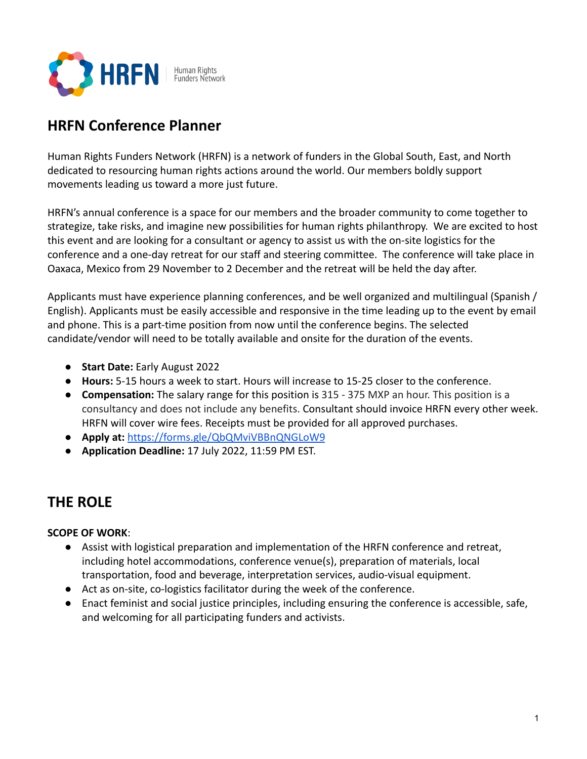# HRFN Conference Planner

Human Rights Funders Network (HRFN) is a network of funders in the Global South, East, and North dedicated to resourcing human rights actions around the world. Our members boldly support movements leading us toward a more just future.

HRFN's annual conference is a space for our members and the broader community to come together to strategize, take risks, and imagine new possibilities for human rights philanthropy. We are excited to host this event and are looking for a consultant or agency to assist us with the on-site logistics for the conference and a one-day retreat for our staff and steering committee. The conference will take place in Oaxaca, Mexico from 29 November to 2 December and the retreat will be held the day after.

Applicants must have experience planning conferences, and be well organized and multilingual (Spanish / English). Applicants must be easily accessible and responsive in the time leading up to the event by email and phone. This is a part-time position from now until the conference begins. The selected candidate/vendor will need to be totally available and onsite for the duration of the events.

- **Start Date:** Early August 2022
- **Hours:** 5-15 hours a week to start. Hours will increase to 15-25 closer to the conference.
- **Compensation:** The salary range for this position is 315 - 375 MXP an hour. This position is a consultancy and does not include any benefits. Consultant should invoice HRFN every other week. HRFN will cover wire fees. Receipts must be provided for all approved purchases.
- **Apply at:** [https://forms.gle/QbQMviVBBnQNGLoW9](https://forms.gle/QbQMviVBBnQNGLoW9)
- **Application Deadline:** 17 July 2022, 11:59 PM EST.

## THE ROLE

**SCOPE OF WORK**:

- Assist with logistical preparation and implementation of the HRFN conference and retreat, including hotel accommodations, conference venue(s), preparation of materials, local transportation, food and beverage, interpretation services, audio-visual equipment.
- Act as on-site, co-logistics facilitator during the week of the conference.
- Enact feminist and social justice principles, including ensuring the conference is accessible, safe, and welcoming for all participating funders and activists.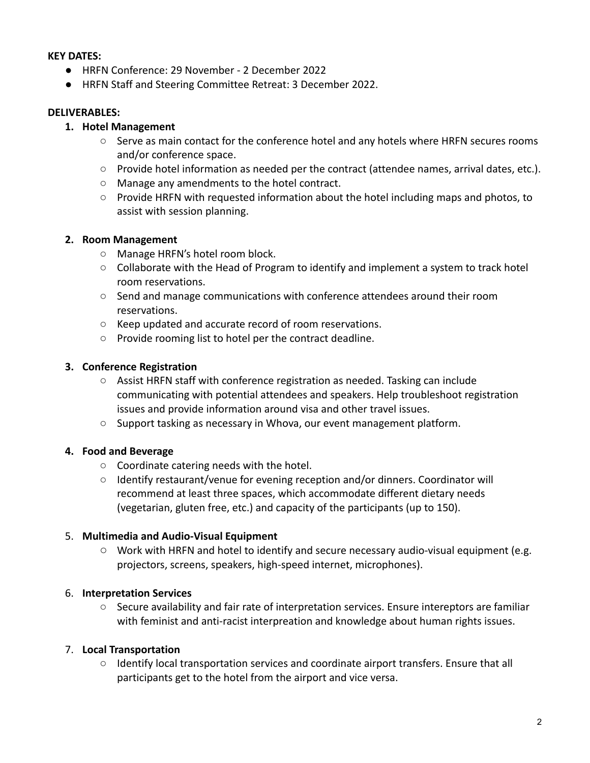**KEY DATES:**

- HRFN Conference: 29 November - 2 December 2022
- HRFN Staff and Steering Committee Retreat: 3 December 2022.

**DELIVERABLES:**

1. **Hotel Management**
   - Serve as main contact for the conference hotel and any hotels where HRFN secures rooms and/or conference space.
   - Provide hotel information as needed per the contract (attendee names, arrival dates, etc.).
   - Manage any amendments to the hotel contract.
   - Provide HRFN with requested information about the hotel including maps and photos, to assist with session planning.

2. **Room Management**
   - Manage HRFN's hotel room block.
   - Collaborate with the Head of Program to identify and implement a system to track hotel room reservations.
   - Send and manage communications with conference attendees around their room reservations.
   - Keep updated and accurate record of room reservations.
   - Provide rooming list to hotel per the contract deadline.

3. **Conference Registration**
   - Assist HRFN staff with conference registration as needed. Tasking can include communicating with potential attendees and speakers. Help troubleshoot registration issues and provide information around visa and other travel issues.
   - Support tasking as necessary in Whova, our event management platform.

4. **Food and Beverage**
   - Coordinate catering needs with the hotel.
   - Identify restaurant/venue for evening reception and/or dinners. Coordinator will recommend at least three spaces, which accommodate different dietary needs (vegetarian, gluten free, etc.) and capacity of the participants (up to 150).

5. **Multimedia and Audio-Visual Equipment**
   - Work with HRFN and hotel to identify and secure necessary audio-visual equipment (e.g. projectors, screens, speakers, high-speed internet, microphones).

6. **Interpretation Services**
   - Secure availability and fair rate of interpretation services. Ensure intereptors are familiar with feminist and anti-racist interpreation and knowledge about human rights issues.

7. **Local Transportation**
   - Identify local transportation services and coordinate airport transfers. Ensure that all participants get to the hotel from the airport and vice versa.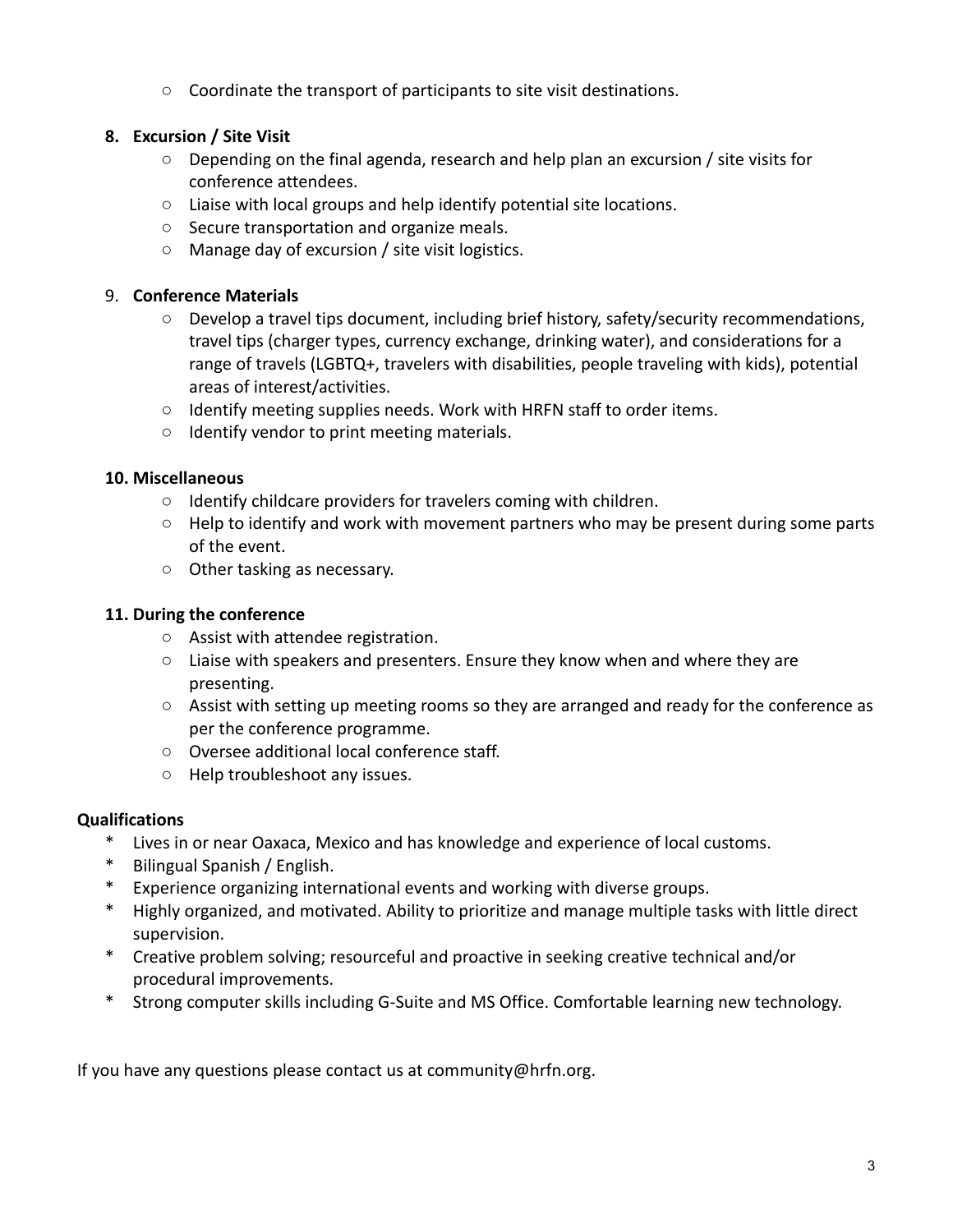- Coordinate the transport of participants to site visit destinations.

8. **Excursion / Site Visit**
   - Depending on the final agenda, research and help plan an excursion / site visits for conference attendees.
   - Liaise with local groups and help identify potential site locations.
   - Secure transportation and organize meals.
   - Manage day of excursion / site visit logistics.

9. **Conference Materials**
   - Develop a travel tips document, including brief history, safety/security recommendations, travel tips (charger types, currency exchange, drinking water), and considerations for a range of travels (LGBTQ+, travelers with disabilities, people traveling with kids), potential areas of interest/activities.
   - Identify meeting supplies needs. Work with HRFN staff to order items.
   - Identify vendor to print meeting materials.

10. **Miscellaneous**
    - Identify childcare providers for travelers coming with children.
    - Help to identify and work with movement partners who may be present during some parts of the event.
    - Other tasking as necessary.

11. **During the conference**
    - Assist with attendee registration.
    - Liaise with speakers and presenters. Ensure they know when and where they are presenting.
    - Assist with setting up meeting rooms so they are arranged and ready for the conference as per the conference programme.
    - Oversee additional local conference staff.
    - Help troubleshoot any issues.

**Qualifications**

* Lives in or near Oaxaca, Mexico and has knowledge and experience of local customs.
* Bilingual Spanish / English.
* Experience organizing international events and working with diverse groups.
* Highly organized, and motivated. Ability to prioritize and manage multiple tasks with little direct supervision.
* Creative problem solving; resourceful and proactive in seeking creative technical and/or procedural improvements.
* Strong computer skills including G-Suite and MS Office. Comfortable learning new technology.

If you have any questions please contact us at community@hrfn.org.